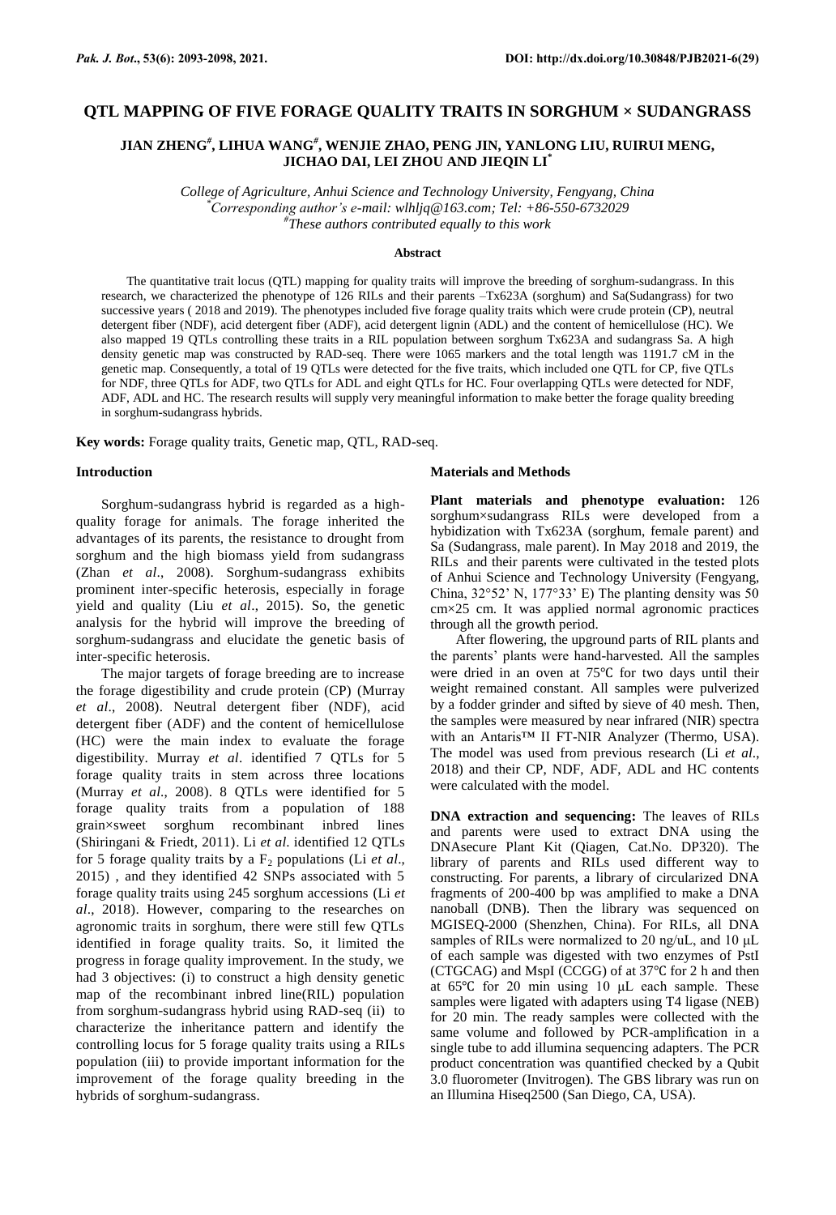# QTL MAPPING OF FIVE FORAGE QUALITY TRAITS IN SORGHUM × SUDANGRASS

**JIAN ZHENG[#], LIHUA WANG[#], WENJIE ZHAO, PENG JIN, YANLONG LIU, RUIRUI MENG, JICHAO DAI, LEI ZHOU AND JIEQIN LI[*]**

*College of Agriculture, Anhui Science and Technology University, Fengyang, China*
*[*]Corresponding author's e-mail: wlhljq@163.com; Tel: +86-550-6732029*
*[#]These authors contributed equally to this work*

### Abstract

The quantitative trait locus (QTL) mapping for quality traits will improve the breeding of sorghum-sudangrass. In this research, we characterized the phenotype of 126 RILs and their parents –Tx623A (sorghum) and Sa(Sudangrass) for two successive years ( 2018 and 2019). The phenotypes included five forage quality traits which were crude protein (CP), neutral detergent fiber (NDF), acid detergent fiber (ADF), acid detergent lignin (ADL) and the content of hemicellulose (HC). We also mapped 19 QTLs controlling these traits in a RIL population between sorghum Tx623A and sudangrass Sa. A high density genetic map was constructed by RAD-seq. There were 1065 markers and the total length was 1191.7 cM in the genetic map. Consequently, a total of 19 QTLs were detected for the five traits, which included one QTL for CP, five QTLs for NDF, three QTLs for ADF, two QTLs for ADL and eight QTLs for HC. Four overlapping QTLs were detected for NDF, ADF, ADL and HC. The research results will supply very meaningful information to make better the forage quality breeding in sorghum-sudangrass hybrids.

**Key words:** Forage quality traits, Genetic map, QTL, RAD-seq.

## Introduction

Sorghum-sudangrass hybrid is regarded as a high-quality forage for animals. The forage inherited the advantages of its parents, the resistance to drought from sorghum and the high biomass yield from sudangrass (Zhan *et al*., 2008). Sorghum-sudangrass exhibits prominent inter-specific heterosis, especially in forage yield and quality (Liu *et al*., 2015). So, the genetic analysis for the hybrid will improve the breeding of sorghum-sudangrass and elucidate the genetic basis of inter-specific heterosis.

The major targets of forage breeding are to increase the forage digestibility and crude protein (CP) (Murray *et al*., 2008). Neutral detergent fiber (NDF), acid detergent fiber (ADF) and the content of hemicellulose (HC) were the main index to evaluate the forage digestibility. Murray *et al*. identified 7 QTLs for 5 forage quality traits in stem across three locations (Murray *et al*., 2008). 8 QTLs were identified for 5 forage quality traits from a population of 188 grain×sweet sorghum recombinant inbred lines (Shiringani & Friedt, 2011). Li *et al*. identified 12 QTLs for 5 forage quality traits by a $F_2$ populations (Li *et al*., 2015) , and they identified 42 SNPs associated with 5 forage quality traits using 245 sorghum accessions (Li *et al*., 2018). However, comparing to the researches on agronomic traits in sorghum, there were still few QTLs identified in forage quality traits. So, it limited the progress in forage quality improvement. In the study, we had 3 objectives: (i) to construct a high density genetic map of the recombinant inbred line(RIL) population from sorghum-sudangrass hybrid using RAD-seq (ii) to characterize the inheritance pattern and identify the controlling locus for 5 forage quality traits using a RILs population (iii) to provide important information for the improvement of the forage quality breeding in the hybrids of sorghum-sudangrass.

## Materials and Methods

**Plant materials and phenotype evaluation:** 126 sorghum×sudangrass RILs were developed from a hybidization with Tx623A (sorghum, female parent) and Sa (Sudangrass, male parent). In May 2018 and 2019, the RILs and their parents were cultivated in the tested plots of Anhui Science and Technology University (Fengyang, China, 32°52' N, 177°33' E) The planting density was 50 cm×25 cm. It was applied normal agronomic practices through all the growth period.

After flowering, the upground parts of RIL plants and the parents' plants were hand-harvested. All the samples were dried in an oven at 75℃ for two days until their weight remained constant. All samples were pulverized by a fodder grinder and sifted by sieve of 40 mesh. Then, the samples were measured by near infrared (NIR) spectra with an Antaris™ II FT-NIR Analyzer (Thermo, USA). The model was used from previous research (Li *et al*., 2018) and their CP, NDF, ADF, ADL and HC contents were calculated with the model.

**DNA extraction and sequencing:** The leaves of RILs and parents were used to extract DNA using the DNAsecure Plant Kit (Qiagen, Cat.No. DP320). The library of parents and RILs used different way to constructing. For parents, a library of circularized DNA fragments of 200-400 bp was amplified to make a DNA nanoball (DNB). Then the library was sequenced on MGISEQ-2000 (Shenzhen, China). For RILs, all DNA samples of RILs were normalized to 20 ng/uL, and 10 μL of each sample was digested with two enzymes of PstI (CTGCAG) and MspI (CCGG) of at 37℃ for 2 h and then at 65℃ for 20 min using 10 μL each sample. These samples were ligated with adapters using T4 ligase (NEB) for 20 min. The ready samples were collected with the same volume and followed by PCR-amplification in a single tube to add illumina sequencing adapters. The PCR product concentration was quantified checked by a Qubit 3.0 fluorometer (Invitrogen). The GBS library was run on an Illumina Hiseq2500 (San Diego, CA, USA).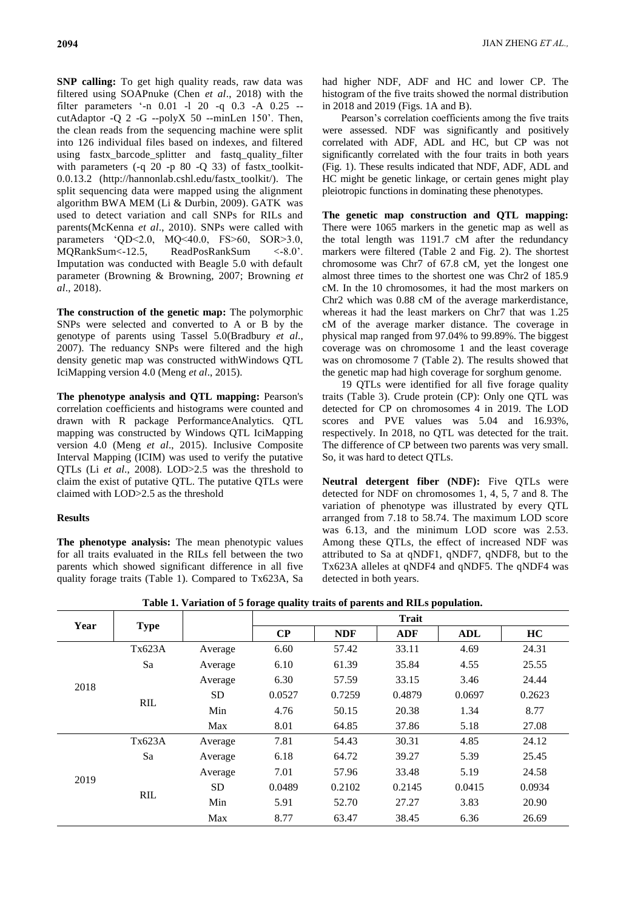**SNP calling:** To get high quality reads, raw data was filtered using SOAPnuke (Chen *et al*., 2018) with the filter parameters '-n 0.01 -l 20 -q 0.3 -A 0.25 --cutAdaptor -Q 2 -G --polyX 50 --minLen 150'. Then, the clean reads from the sequencing machine were split into 126 individual files based on indexes, and filtered using fastx_barcode_splitter and fastq_quality_filter with parameters (-q 20 -p 80 -Q 33) of fastx_toolkit-0.0.13.2 (http://hannonlab.cshl.edu/fastx_toolkit/). The split sequencing data were mapped using the alignment algorithm BWA MEM (Li & Durbin, 2009). GATK was used to detect variation and call SNPs for RILs and parents(McKenna *et al*., 2010). SNPs were called with parameters 'QD<2.0, MQ<40.0, FS>60, SOR>3.0, MQRankSum<-12.5, ReadPosRankSum <-8.0'. Imputation was conducted with Beagle 5.0 with default parameter (Browning & Browning, 2007; Browning *et al*., 2018).

**The construction of the genetic map:** The polymorphic SNPs were selected and converted to A or B by the genotype of parents using Tassel 5.0(Bradbury *et al*., 2007). The reduancy SNPs were filtered and the high density genetic map was constructed withWindows QTL IciMapping version 4.0 (Meng *et al*., 2015).

**The phenotype analysis and QTL mapping:** Pearson's correlation coefficients and histograms were counted and drawn with R package PerformanceAnalytics. QTL mapping was constructed by Windows QTL IciMapping version 4.0 (Meng *et al*., 2015). Inclusive Composite Interval Mapping (ICIM) was used to verify the putative QTLs (Li *et al*., 2008). LOD>2.5 was the threshold to claim the exist of putative QTL. The putative QTLs were claimed with LOD>2.5 as the threshold

## Results

**The phenotype analysis:** The mean phenotypic values for all traits evaluated in the RILs fell between the two parents which showed significant difference in all five quality forage traits (Table 1). Compared to Tx623A, Sa had higher NDF, ADF and HC and lower CP. The histogram of the five traits showed the normal distribution in 2018 and 2019 (Figs. 1A and B).

Pearson's correlation coefficients among the five traits were assessed. NDF was significantly and positively correlated with ADF, ADL and HC, but CP was not significantly correlated with the four traits in both years (Fig. 1). These results indicated that NDF, ADF, ADL and HC might be genetic linkage, or certain genes might play pleiotropic functions in dominating these phenotypes.

**The genetic map construction and QTL mapping:** There were 1065 markers in the genetic map as well as the total length was 1191.7 cM after the redundancy markers were filtered (Table 2 and Fig. 2). The shortest chromosome was Chr7 of 67.8 cM, yet the longest one almost three times to the shortest one was Chr2 of 185.9 cM. In the 10 chromosomes, it had the most markers on Chr2 which was 0.88 cM of the average markerdistance, whereas it had the least markers on Chr7 that was 1.25 cM of the average marker distance. The coverage in physical map ranged from 97.04% to 99.89%. The biggest coverage was on chromosome 1 and the least coverage was on chromosome 7 (Table 2). The results showed that the genetic map had high coverage for sorghum genome.

19 QTLs were identified for all five forage quality traits (Table 3). Crude protein (CP): Only one QTL was detected for CP on chromosomes 4 in 2019. The LOD scores and PVE values was 5.04 and 16.93%, respectively. In 2018, no QTL was detected for the trait. The difference of CP between two parents was very small. So, it was hard to detect QTLs.

**Neutral detergent fiber (NDF):** Five QTLs were detected for NDF on chromosomes 1, 4, 5, 7 and 8. The variation of phenotype was illustrated by every QTL arranged from 7.18 to 58.74. The maximum LOD score was 6.13, and the minimum LOD score was 2.53. Among these QTLs, the effect of increased NDF was attributed to Sa at qNDF1, qNDF7, qNDF8, but to the Tx623A alleles at qNDF4 and qNDF5. The qNDF4 was detected in both years.

**Table 1. Variation of 5 forage quality traits of parents and RILs population.**

| Year | Type | | Trait | | | | |
|---|---|---|---|---|---|---|---|
| | | | CP | NDF | ADF | ADL | HC |
| 2018 | Tx623A | Average | 6.60 | 57.42 | 33.11 | 4.69 | 24.31 |
| | Sa | Average | 6.10 | 61.39 | 35.84 | 4.55 | 25.55 |
| | RIL | Average | 6.30 | 57.59 | 33.15 | 3.46 | 24.44 |
| | | SD | 0.0527 | 0.7259 | 0.4879 | 0.0697 | 0.2623 |
| | | Min | 4.76 | 50.15 | 20.38 | 1.34 | 8.77 |
| | | Max | 8.01 | 64.85 | 37.86 | 5.18 | 27.08 |
| 2019 | Tx623A | Average | 7.81 | 54.43 | 30.31 | 4.85 | 24.12 |
| | Sa | Average | 6.18 | 64.72 | 39.27 | 5.39 | 25.45 |
| | RIL | Average | 7.01 | 57.96 | 33.48 | 5.19 | 24.58 |
| | | SD | 0.0489 | 0.2102 | 0.2145 | 0.0415 | 0.0934 |
| | | Min | 5.91 | 52.70 | 27.27 | 3.83 | 20.90 |
| | | Max | 8.77 | 63.47 | 38.45 | 6.36 | 26.69 |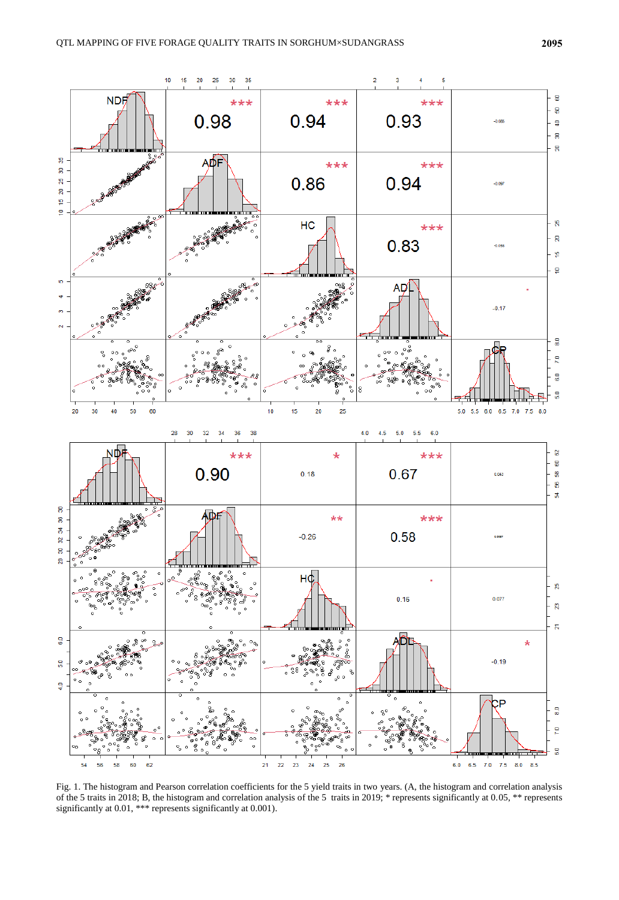Fig. 1. The histogram and Pearson correlation coefficients for the 5 yield traits in two years. (A, the histogram and correlation analysis of the 5 traits in 2018; B, the histogram and correlation analysis of the 5 traits in 2019; * represents significantly at 0.05, ** represents significantly at 0.01, *** represents significantly at 0.001).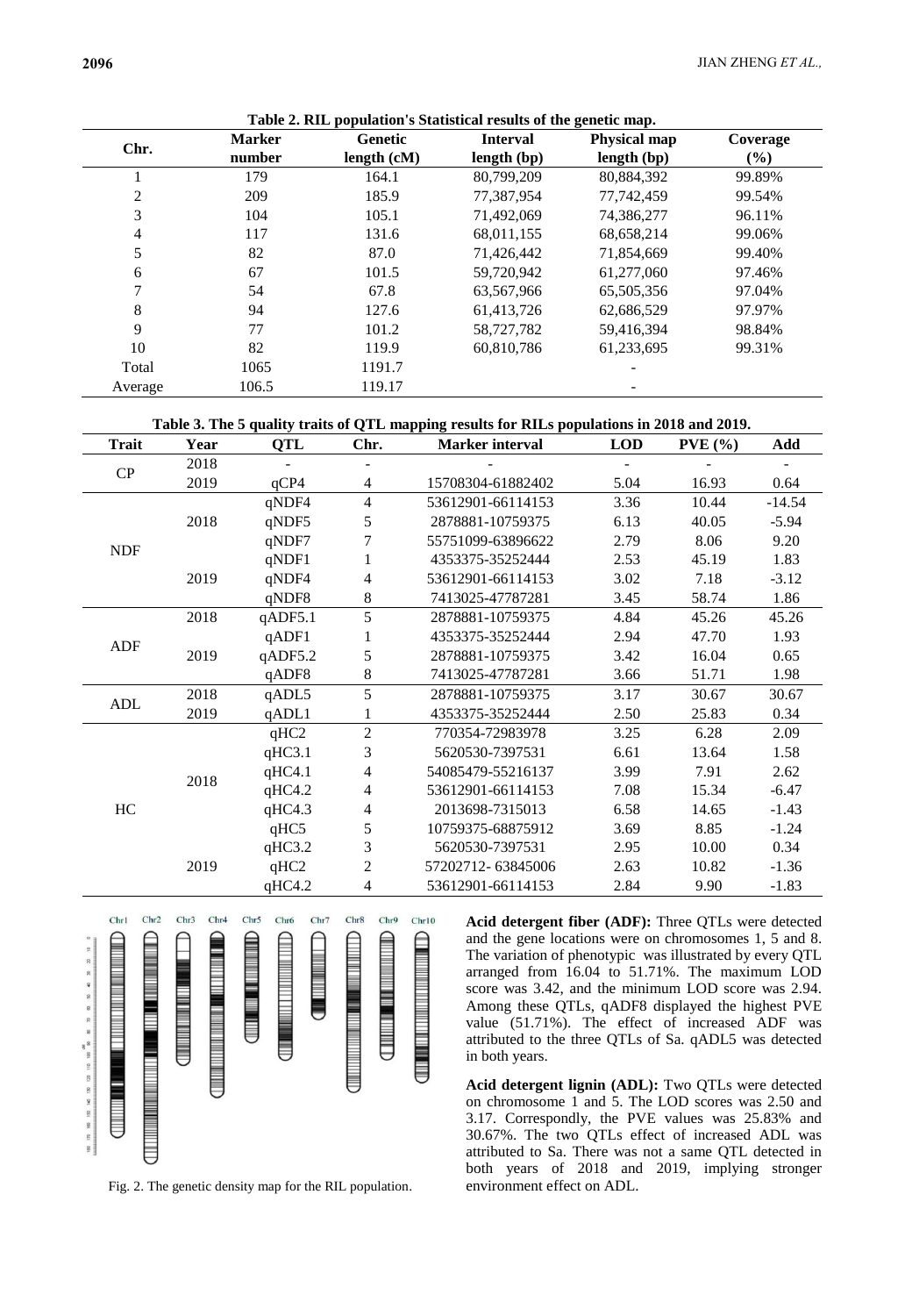**Table 2. RIL population's Statistical results of the genetic map.**

| Chr. | Marker number | Genetic length (cM) | Interval length (bp) | Physical map length (bp) | Coverage (%) |
|---|---|---|---|---|---|
| 1 | 179 | 164.1 | 80,799,209 | 80,884,392 | 99.89% |
| 2 | 209 | 185.9 | 77,387,954 | 77,742,459 | 99.54% |
| 3 | 104 | 105.1 | 71,492,069 | 74,386,277 | 96.11% |
| 4 | 117 | 131.6 | 68,011,155 | 68,658,214 | 99.06% |
| 5 | 82 | 87.0 | 71,426,442 | 71,854,669 | 99.40% |
| 6 | 67 | 101.5 | 59,720,942 | 61,277,060 | 97.46% |
| 7 | 54 | 67.8 | 63,567,966 | 65,505,356 | 97.04% |
| 8 | 94 | 127.6 | 61,413,726 | 62,686,529 | 97.97% |
| 9 | 77 | 101.2 | 58,727,782 | 59,416,394 | 98.84% |
| 10 | 82 | 119.9 | 60,810,786 | 61,233,695 | 99.31% |
| Total | 1065 | 1191.7 | | - | |
| Average | 106.5 | 119.17 | | - | |

**Table 3. The 5 quality traits of QTL mapping results for RILs populations in 2018 and 2019.**

| Trait | Year | QTL | Chr. | Marker interval | LOD | PVE (%) | Add |
|---|---|---|---|---|---|---|---|
| CP | 2018 | - | - | - | - | - | - |
| | 2019 | qCP4 | 4 | 15708304-61882402 | 5.04 | 16.93 | 0.64 |
| NDF | 2018 | qNDF4 | 4 | 53612901-66114153 | 3.36 | 10.44 | -14.54 |
| | | qNDF5 | 5 | 2878881-10759375 | 6.13 | 40.05 | -5.94 |
| | | qNDF7 | 7 | 55751099-63896622 | 2.79 | 8.06 | 9.20 |
| | 2019 | qNDF1 | 1 | 4353375-35252444 | 2.53 | 45.19 | 1.83 |
| | | qNDF4 | 4 | 53612901-66114153 | 3.02 | 7.18 | -3.12 |
| | | qNDF8 | 8 | 7413025-47787281 | 3.45 | 58.74 | 1.86 |
| ADF | 2018 | qADF5.1 | 5 | 2878881-10759375 | 4.84 | 45.26 | 45.26 |
| | 2019 | qADF1 | 1 | 4353375-35252444 | 2.94 | 47.70 | 1.93 |
| | | qADF5.2 | 5 | 2878881-10759375 | 3.42 | 16.04 | 0.65 |
| | | qADF8 | 8 | 7413025-47787281 | 3.66 | 51.71 | 1.98 |
| ADL | 2018 | qADL5 | 5 | 2878881-10759375 | 3.17 | 30.67 | 30.67 |
| | 2019 | qADL1 | 1 | 4353375-35252444 | 2.50 | 25.83 | 0.34 |
| HC | 2018 | qHC2 | 2 | 770354-72983978 | 3.25 | 6.28 | 2.09 |
| | | qHC3.1 | 3 | 5620530-7397531 | 6.61 | 13.64 | 1.58 |
| | | qHC4.1 | 4 | 54085479-55216137 | 3.99 | 7.91 | 2.62 |
| | | qHC4.2 | 4 | 53612901-66114153 | 7.08 | 15.34 | -6.47 |
| | | qHC4.3 | 4 | 2013698-7315013 | 6.58 | 14.65 | -1.43 |
| | | qHC5 | 5 | 10759375-68875912 | 3.69 | 8.85 | -1.24 |
| | 2019 | qHC3.2 | 3 | 5620530-7397531 | 2.95 | 10.00 | 0.34 |
| | | qHC2 | 2 | 57202712- 63845006 | 2.63 | 10.82 | -1.36 |
| | | qHC4.2 | 4 | 53612901-66114153 | 2.84 | 9.90 | -1.83 |

Fig. 2. The genetic density map for the RIL population.

**Acid detergent fiber (ADF):** Three QTLs were detected and the gene locations were on chromosomes 1, 5 and 8. The variation of phenotypic was illustrated by every QTL arranged from 16.04 to 51.71%. The maximum LOD score was 3.42, and the minimum LOD score was 2.94. Among these QTLs, qADF8 displayed the highest PVE value (51.71%). The effect of increased ADF was attributed to the three QTLs of Sa. qADL5 was detected in both years.

**Acid detergent lignin (ADL):** Two QTLs were detected on chromosome 1 and 5. The LOD scores was 2.50 and 3.17. Correspondly, the PVE values was 25.83% and 30.67%. The two QTLs effect of increased ADL was attributed to Sa. There was not a same QTL detected in both years of 2018 and 2019, implying stronger environment effect on ADL.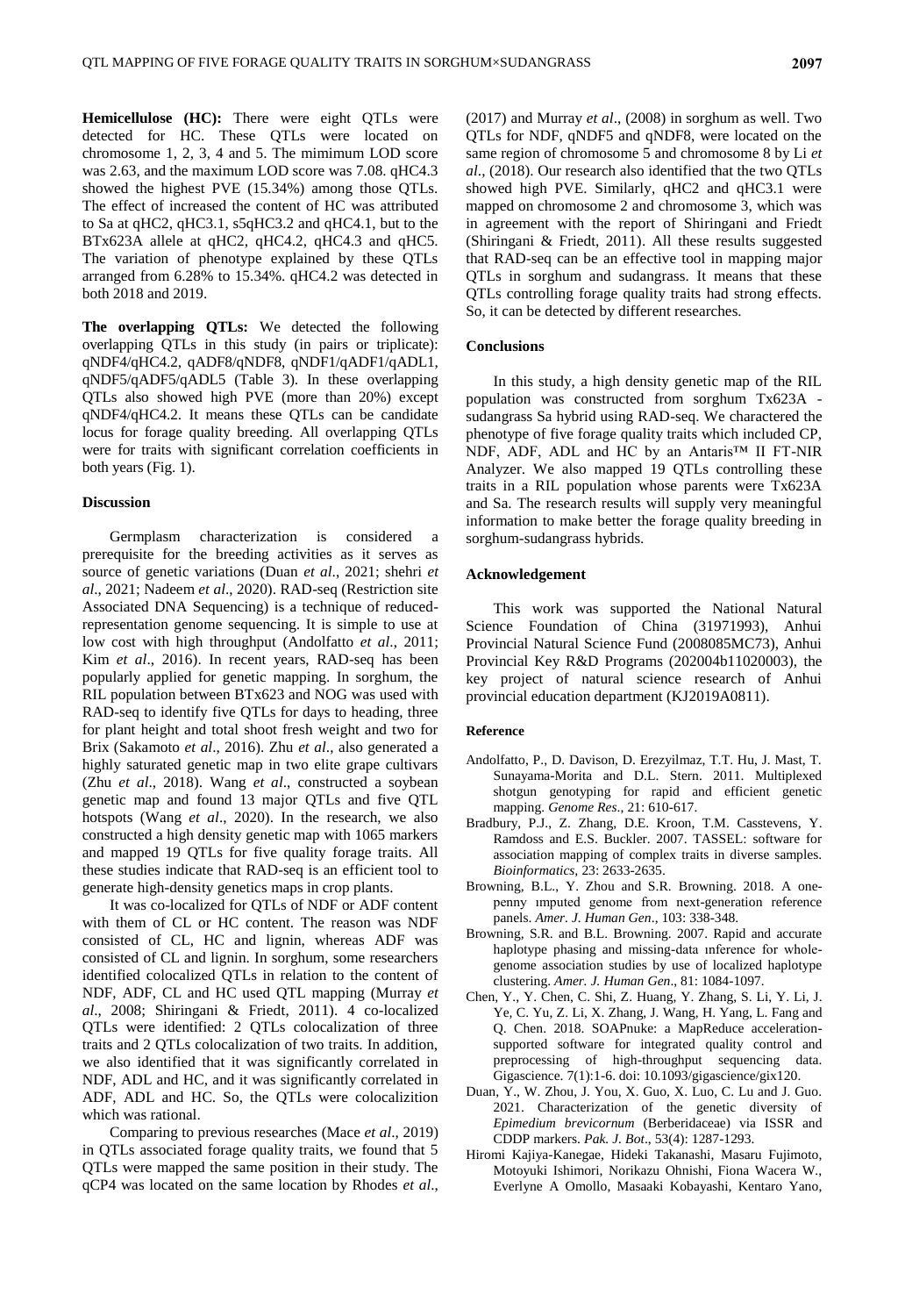**Hemicellulose (HC):** There were eight QTLs were detected for HC. These QTLs were located on chromosome 1, 2, 3, 4 and 5. The mimimum LOD score was 2.63, and the maximum LOD score was 7.08. qHC4.3 showed the highest PVE (15.34%) among those QTLs. The effect of increased the content of HC was attributed to Sa at qHC2, qHC3.1, s5qHC3.2 and qHC4.1, but to the BTx623A allele at qHC2, qHC4.2, qHC4.3 and qHC5. The variation of phenotype explained by these QTLs arranged from 6.28% to 15.34%. qHC4.2 was detected in both 2018 and 2019.

**The overlapping QTLs:** We detected the following overlapping QTLs in this study (in pairs or triplicate): qNDF4/qHC4.2, qADF8/qNDF8, qNDF1/qADF1/qADL1, qNDF5/qADF5/qADL5 (Table 3). In these overlapping QTLs also showed high PVE (more than 20%) except qNDF4/qHC4.2. It means these QTLs can be candidate locus for forage quality breeding. All overlapping QTLs were for traits with significant correlation coefficients in both years (Fig. 1).

## Discussion

Germplasm characterization is considered a prerequisite for the breeding activities as it serves as source of genetic variations (Duan *et al*., 2021; shehri *et al*., 2021; Nadeem *et al*., 2020). RAD-seq (Restriction site Associated DNA Sequencing) is a technique of reduced-representation genome sequencing. It is simple to use at low cost with high throughput (Andolfatto *et al*., 2011; Kim *et al*., 2016). In recent years, RAD-seq has been popularly applied for genetic mapping. In sorghum, the RIL population between BTx623 and NOG was used with RAD-seq to identify five QTLs for days to heading, three for plant height and total shoot fresh weight and two for Brix (Sakamoto *et al*., 2016). Zhu *et al*., also generated a highly saturated genetic map in two elite grape cultivars (Zhu *et al*., 2018). Wang *et al*., constructed a soybean genetic map and found 13 major QTLs and five QTL hotspots (Wang *et al*., 2020). In the research, we also constructed a high density genetic map with 1065 markers and mapped 19 QTLs for five quality forage traits. All these studies indicate that RAD-seq is an efficient tool to generate high-density genetics maps in crop plants.

It was co-localized for QTLs of NDF or ADF content with them of CL or HC content. The reason was NDF consisted of CL, HC and lignin, whereas ADF was consisted of CL and lignin. In sorghum, some researchers identified colocalized QTLs in relation to the content of NDF, ADF, CL and HC used QTL mapping (Murray *et al*., 2008; Shiringani & Friedt, 2011). 4 co-localized QTLs were identified: 2 QTLs colocalization of three traits and 2 QTLs colocalization of two traits. In addition, we also identified that it was significantly correlated in NDF, ADL and HC, and it was significantly correlated in ADF, ADL and HC. So, the QTLs were colocalizition which was rational.

Comparing to previous researches (Mace *et al*., 2019) in QTLs associated forage quality traits, we found that 5 QTLs were mapped the same position in their study. The qCP4 was located on the same location by Rhodes *et al*., (2017) and Murray *et al*., (2008) in sorghum as well. Two QTLs for NDF, qNDF5 and qNDF8, were located on the same region of chromosome 5 and chromosome 8 by Li *et al*., (2018). Our research also identified that the two QTLs showed high PVE. Similarly, qHC2 and qHC3.1 were mapped on chromosome 2 and chromosome 3, which was in agreement with the report of Shiringani and Friedt (Shiringani & Friedt, 2011). All these results suggested that RAD-seq can be an effective tool in mapping major QTLs in sorghum and sudangrass. It means that these QTLs controlling forage quality traits had strong effects. So, it can be detected by different researches.

## Conclusions

In this study, a high density genetic map of the RIL population was constructed from sorghum Tx623A - sudangrass Sa hybrid using RAD-seq. We charactered the phenotype of five forage quality traits which included CP, NDF, ADF, ADL and HC by an Antaris™ II FT-NIR Analyzer. We also mapped 19 QTLs controlling these traits in a RIL population whose parents were Tx623A and Sa. The research results will supply very meaningful information to make better the forage quality breeding in sorghum-sudangrass hybrids.

## Acknowledgement

This work was supported the National Natural Science Foundation of China (31971993), Anhui Provincial Natural Science Fund (2008085MC73), Anhui Provincial Key R&D Programs (202004b11020003), the key project of natural science research of Anhui provincial education department (KJ2019A0811).

## Reference

- Andolfatto, P., D. Davison, D. Erezyilmaz, T.T. Hu, J. Mast, T. Sunayama-Morita and D.L. Stern. 2011. Multiplexed shotgun genotyping for rapid and efficient genetic mapping. *Genome Res*., 21: 610-617.
- Bradbury, P.J., Z. Zhang, D.E. Kroon, T.M. Casstevens, Y. Ramdoss and E.S. Buckler. 2007. TASSEL: software for association mapping of complex traits in diverse samples. *Bioinformatics*, 23: 2633-2635.
- Browning, B.L., Y. Zhou and S.R. Browning. 2018. A one-penny ımputed genome from next-generation reference panels. *Amer. J. Human Gen*., 103: 338-348.
- Browning, S.R. and B.L. Browning. 2007. Rapid and accurate haplotype phasing and missing-data ınference for whole-genome association studies by use of localized haplotype clustering. *Amer. J. Human Gen*., 81: 1084-1097.
- Chen, Y., Y. Chen, C. Shi, Z. Huang, Y. Zhang, S. Li, Y. Li, J. Ye, C. Yu, Z. Li, X. Zhang, J. Wang, H. Yang, L. Fang and Q. Chen. 2018. SOAPnuke: a MapReduce acceleration-supported software for integrated quality control and preprocessing of high-throughput sequencing data. Gigascience. 7(1):1-6. doi: 10.1093/gigascience/gix120.
- Duan, Y., W. Zhou, J. You, X. Guo, X. Luo, C. Lu and J. Guo. 2021. Characterization of the genetic diversity of *Epimedium brevicornum* (Berberidaceae) via ISSR and CDDP markers. *Pak. J. Bot*., 53(4): 1287-1293.
- Hiromi Kajiya-Kanegae, Hideki Takanashi, Masaru Fujimoto, Motoyuki Ishimori, Norikazu Ohnishi, Fiona Wacera W., Everlyne A Omollo, Masaaki Kobayashi, Kentaro Yano,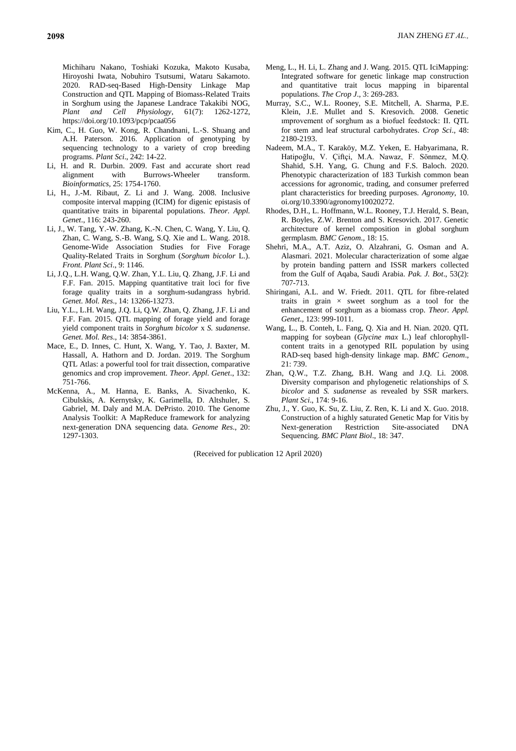Michiharu Nakano, Toshiaki Kozuka, Makoto Kusaba, Hiroyoshi Iwata, Nobuhiro Tsutsumi, Wataru Sakamoto. 2020. RAD-seq-Based High-Density Linkage Map Construction and QTL Mapping of Biomass-Related Traits in Sorghum using the Japanese Landrace Takakibi NOG, *Plant and Cell Physiology*, 61(7): 1262-1272, https://doi.org/10.1093/pcp/pcaa056

Kim, C., H. Guo, W. Kong, R. Chandnani, L.-S. Shuang and A.H. Paterson. 2016. Application of genotyping by sequencing technology to a variety of crop breeding programs. *Plant Sci*., 242: 14-22.

Li, H. and R. Durbin. 2009. Fast and accurate short read alignment with Burrows-Wheeler transform. *Bioinformatics*, 25: 1754-1760.

Li, H., J.-M. Ribaut, Z. Li and J. Wang. 2008. Inclusive composite interval mapping (ICIM) for digenic epistasis of quantitative traits in biparental populations. *Theor. Appl. Genet*., 116: 243-260.

Li, J., W. Tang, Y.-W. Zhang, K.-N. Chen, C. Wang, Y. Liu, Q. Zhan, C. Wang, S.-B. Wang, S.Q. Xie and L. Wang. 2018. Genome-Wide Association Studies for Five Forage Quality-Related Traits in Sorghum (*Sorghum bicolor* L.). *Front. Plant Sci*., 9: 1146.

Li, J.Q., L.H. Wang, Q.W. Zhan, Y.L. Liu, Q. Zhang, J.F. Li and F.F. Fan. 2015. Mapping quantitative trait loci for five forage quality traits in a sorghum-sudangrass hybrid. *Genet. Mol. Res*., 14: 13266-13273.

Liu, Y.L., L.H. Wang, J.Q. Li, Q.W. Zhan, Q. Zhang, J.F. Li and F.F. Fan. 2015. QTL mapping of forage yield and forage yield component traits in *Sorghum bicolor* x *S. sudanense*. *Genet. Mol. Res*., 14: 3854-3861.

Mace, E., D. Innes, C. Hunt, X. Wang, Y. Tao, J. Baxter, M. Hassall, A. Hathorn and D. Jordan. 2019. The Sorghum QTL Atlas: a powerful tool for trait dissection, comparative genomics and crop improvement. *Theor. Appl. Genet*., 132: 751-766.

McKenna, A., M. Hanna, E. Banks, A. Sivachenko, K. Cibulskis, A. Kernytsky, K. Garimella, D. Altshuler, S. Gabriel, M. Daly and M.A. DePristo. 2010. The Genome Analysis Toolkit: A MapReduce framework for analyzing next-generation DNA sequencing data. *Genome Res*., 20: 1297-1303.

Meng, L., H. Li, L. Zhang and J. Wang. 2015. QTL IciMapping: Integrated software for genetic linkage map construction and quantitative trait locus mapping in biparental populations. *The Crop J*., 3: 269-283.

Murray, S.C., W.L. Rooney, S.E. Mitchell, A. Sharma, P.E. Klein, J.E. Mullet and S. Kresovich. 2008. Genetic ımprovement of sorghum as a biofuel feedstock: II. QTL for stem and leaf structural carbohydrates. *Crop Sci*., 48: 2180-2193.

Nadeem, M.A., T. Karaköy, M.Z. Yeken, E. Habyarimana, R. Hatipoğlu, V. Çiftçi, M.A. Nawaz, F. Sönmez, M.Q. Shahid, S.H. Yang, G. Chung and F.S. Baloch. 2020. Phenotypic characterization of 183 Turkish common bean accessions for agronomic, trading, and consumer preferred plant characteristics for breeding purposes. *Agronomy*, 10. oi.org/10.3390/agronomy10020272.

Rhodes, D.H., L. Hoffmann, W.L. Rooney, T.J. Herald, S. Bean, R. Boyles, Z.W. Brenton and S. Kresovich. 2017. Genetic architecture of kernel composition in global sorghum germplasm. *BMC Genom*., 18: 15.

Shehri, M.A., A.T. Aziz, O. Alzahrani, G. Osman and A. Alasmari. 2021. Molecular characterization of some algae by protein banding pattern and ISSR markers collected from the Gulf of Aqaba, Saudi Arabia. *Pak. J. Bot*., 53(2): 707-713.

Shiringani, A.L. and W. Friedt. 2011. QTL for fibre-related traits in grain × sweet sorghum as a tool for the enhancement of sorghum as a biomass crop. *Theor. Appl. Genet*., 123: 999-1011.

Wang, L., B. Conteh, L. Fang, Q. Xia and H. Nian. 2020. QTL mapping for soybean (*Glycine max* L.) leaf chlorophyll-content traits in a genotyped RIL population by using RAD-seq based high-density linkage map. *BMC Genom*., 21: 739.

Zhan, Q.W., T.Z. Zhang, B.H. Wang and J.Q. Li. 2008. Diversity comparison and phylogenetic relationships of *S. bicolor* and *S. sudanense* as revealed by SSR markers. *Plant Sci*., 174: 9-16.

Zhu, J., Y. Guo, K. Su, Z. Liu, Z. Ren, K. Li and X. Guo. 2018. Construction of a highly saturated Genetic Map for Vitis by Next-generation Restriction Site-associated DNA Sequencing. *BMC Plant Biol*., 18: 347.

(Received for publication 12 April 2020)